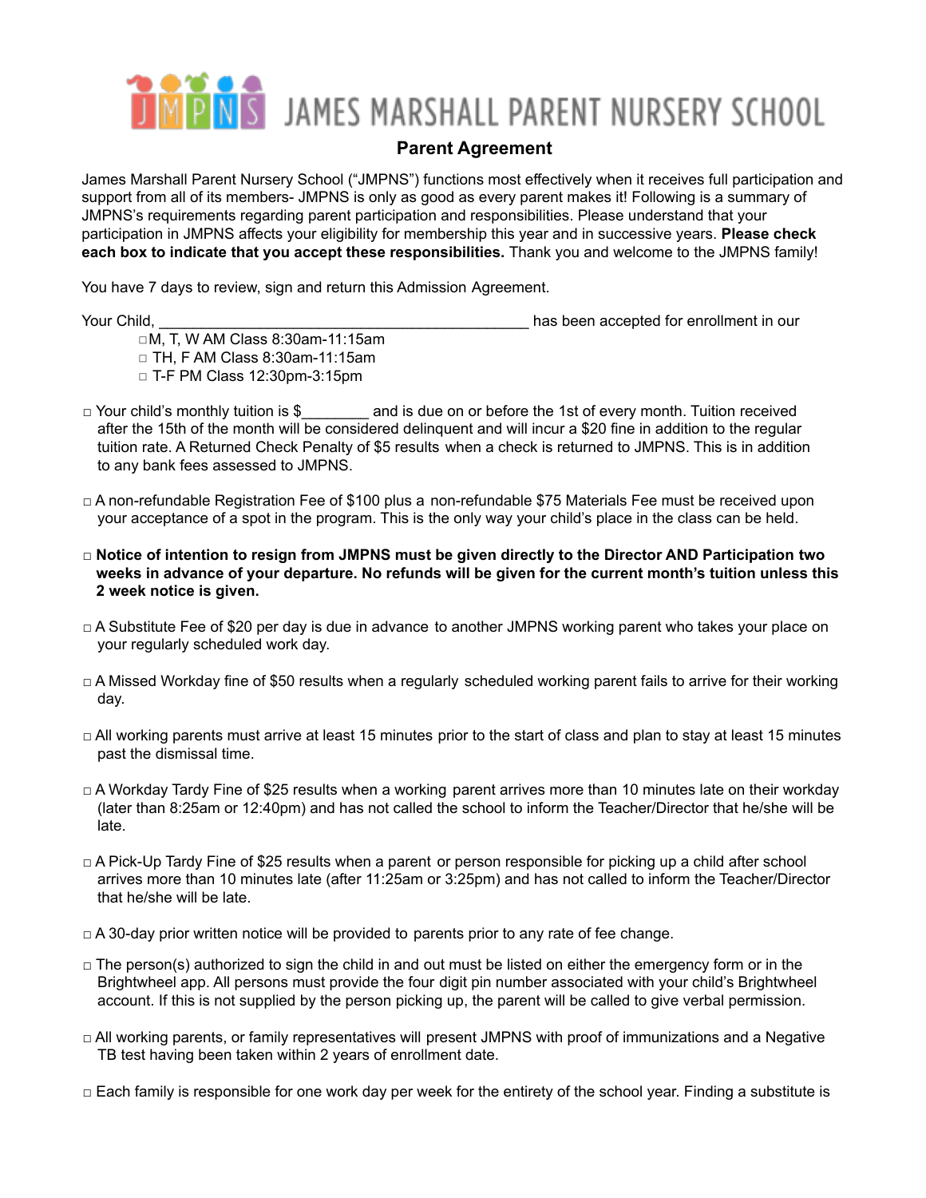# JAMES MARSHALL PARENT NURSERY SCHOOL

## Parent Agreement

James Marshall Parent Nursery School ("JMPNS") functions most effectively when it receives full participation and support from all of its members- JMPNS is only as good as every parent makes it! Following is a summary of JMPNS's requirements regarding parent participation and responsibilities. Please understand that your participation in JMPNS affects your eligibility for membership this year and in successive years. **Please check each box to indicate that you accept these responsibilities.** Thank you and welcome to the JMPNS family!

You have 7 days to review, sign and return this Admission Agreement.

Your Child, ____________________________________________ has been accepted for enrollment in our

- ☐ M, T, W AM Class 8:30am-11:15am
- ☐ TH, F AM Class 8:30am-11:15am
- ☐ T-F PM Class 12:30pm-3:15pm

☐ Your child's monthly tuition is $________ and is due on or before the 1st of every month. Tuition received after the 15th of the month will be considered delinquent and will incur a $20 fine in addition to the regular tuition rate. A Returned Check Penalty of $5 results when a check is returned to JMPNS. This is in addition to any bank fees assessed to JMPNS.

☐ A non-refundable Registration Fee of $100 plus a non-refundable $75 Materials Fee must be received upon your acceptance of a spot in the program. This is the only way your child's place in the class can be held.

☐ **Notice of intention to resign from JMPNS must be given directly to the Director AND Participation two weeks in advance of your departure. No refunds will be given for the current month's tuition unless this 2 week notice is given.**

☐ A Substitute Fee of $20 per day is due in advance to another JMPNS working parent who takes your place on your regularly scheduled work day.

☐ A Missed Workday fine of $50 results when a regularly scheduled working parent fails to arrive for their working day.

☐ All working parents must arrive at least 15 minutes prior to the start of class and plan to stay at least 15 minutes past the dismissal time.

☐ A Workday Tardy Fine of $25 results when a working parent arrives more than 10 minutes late on their workday (later than 8:25am or 12:40pm) and has not called the school to inform the Teacher/Director that he/she will be late.

☐ A Pick-Up Tardy Fine of $25 results when a parent or person responsible for picking up a child after school arrives more than 10 minutes late (after 11:25am or 3:25pm) and has not called to inform the Teacher/Director that he/she will be late.

☐ A 30-day prior written notice will be provided to parents prior to any rate of fee change.

☐ The person(s) authorized to sign the child in and out must be listed on either the emergency form or in the Brightwheel app. All persons must provide the four digit pin number associated with your child's Brightwheel account. If this is not supplied by the person picking up, the parent will be called to give verbal permission.

☐ All working parents, or family representatives will present JMPNS with proof of immunizations and a Negative TB test having been taken within 2 years of enrollment date.

☐ Each family is responsible for one work day per week for the entirety of the school year. Finding a substitute is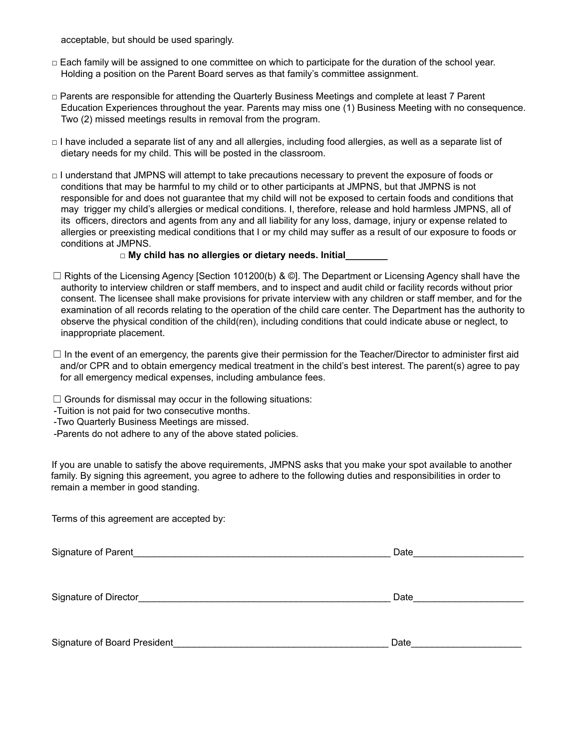acceptable, but should be used sparingly.

□ Each family will be assigned to one committee on which to participate for the duration of the school year. Holding a position on the Parent Board serves as that family's committee assignment.

□ Parents are responsible for attending the Quarterly Business Meetings and complete at least 7 Parent Education Experiences throughout the year. Parents may miss one (1) Business Meeting with no consequence. Two (2) missed meetings results in removal from the program.

□ I have included a separate list of any and all allergies, including food allergies, as well as a separate list of dietary needs for my child. This will be posted in the classroom.

□ I understand that JMPNS will attempt to take precautions necessary to prevent the exposure of foods or conditions that may be harmful to my child or to other participants at JMPNS, but that JMPNS is not responsible for and does not guarantee that my child will not be exposed to certain foods and conditions that may trigger my child's allergies or medical conditions. I, therefore, release and hold harmless JMPNS, all of its officers, directors and agents from any and all liability for any loss, damage, injury or expense related to allergies or preexisting medical conditions that I or my child may suffer as a result of our exposure to foods or conditions at JMPNS.

**□ My child has no allergies or dietary needs. Initial________**

☐ Rights of the Licensing Agency [Section 101200(b) & ©]. The Department or Licensing Agency shall have the authority to interview children or staff members, and to inspect and audit child or facility records without prior consent. The licensee shall make provisions for private interview with any children or staff member, and for the examination of all records relating to the operation of the child care center. The Department has the authority to observe the physical condition of the child(ren), including conditions that could indicate abuse or neglect, to inappropriate placement.

☐ In the event of an emergency, the parents give their permission for the Teacher/Director to administer first aid and/or CPR and to obtain emergency medical treatment in the child's best interest. The parent(s) agree to pay for all emergency medical expenses, including ambulance fees.

☐ Grounds for dismissal may occur in the following situations:
-Tuition is not paid for two consecutive months.
-Two Quarterly Business Meetings are missed.
-Parents do not adhere to any of the above stated policies.

If you are unable to satisfy the above requirements, JMPNS asks that you make your spot available to another family. By signing this agreement, you agree to adhere to the following duties and responsibilities in order to remain a member in good standing.

Terms of this agreement are accepted by:

Signature of Parent__________________________________________________ Date____________________

Signature of Director________________________________________________ Date____________________

Signature of Board President__________________________________________ Date____________________